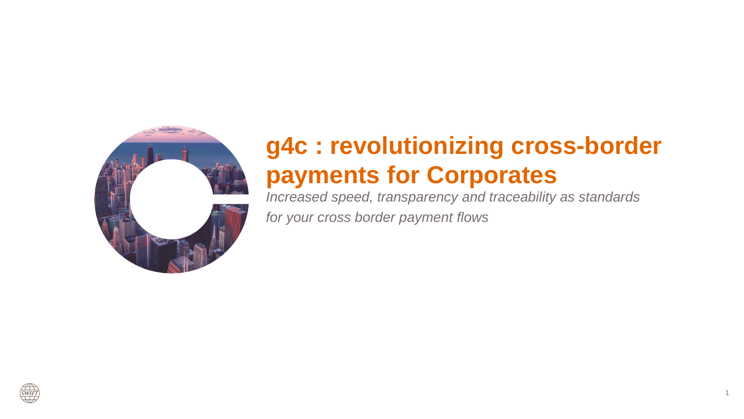# g4c : revolutionizing cross-border payments for Corporates

*Increased speed, transparency and traceability as standards for your cross border payment flows*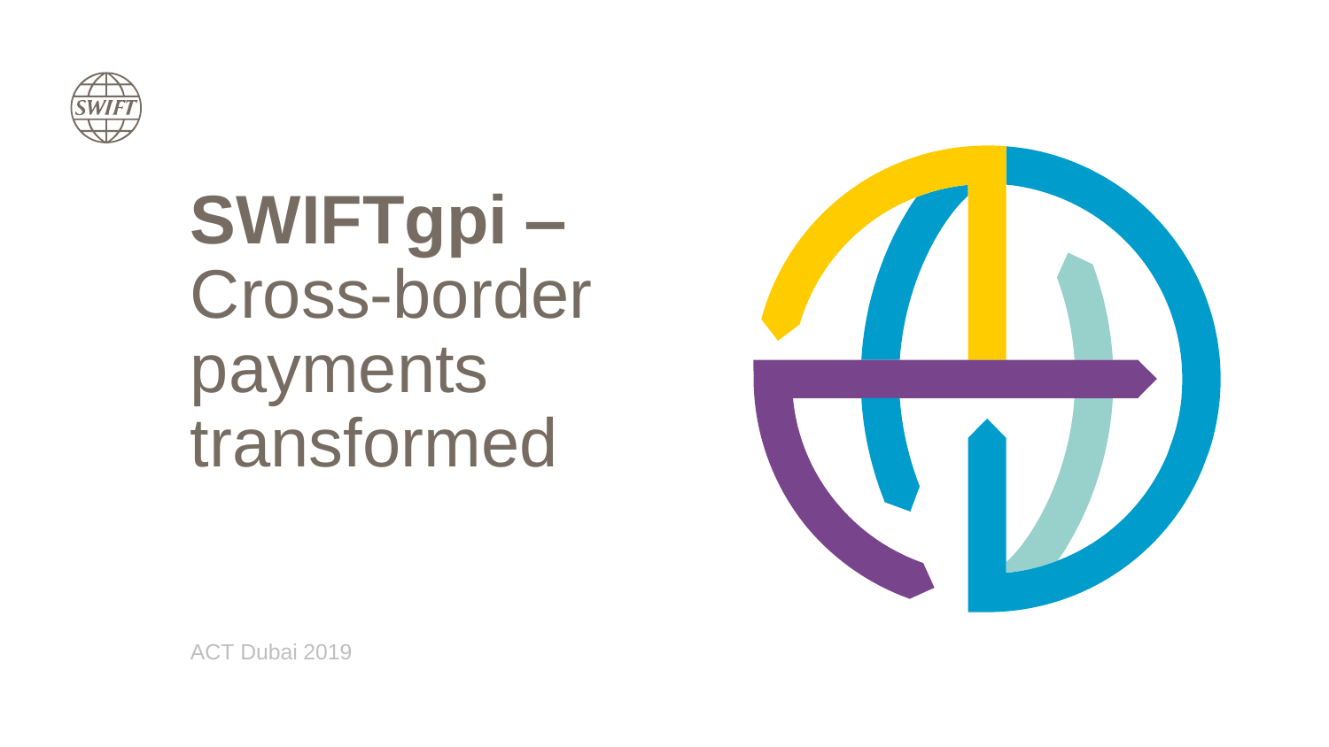# **SWIFTgpi** – Cross-border payments transformed

ACT Dubai 2019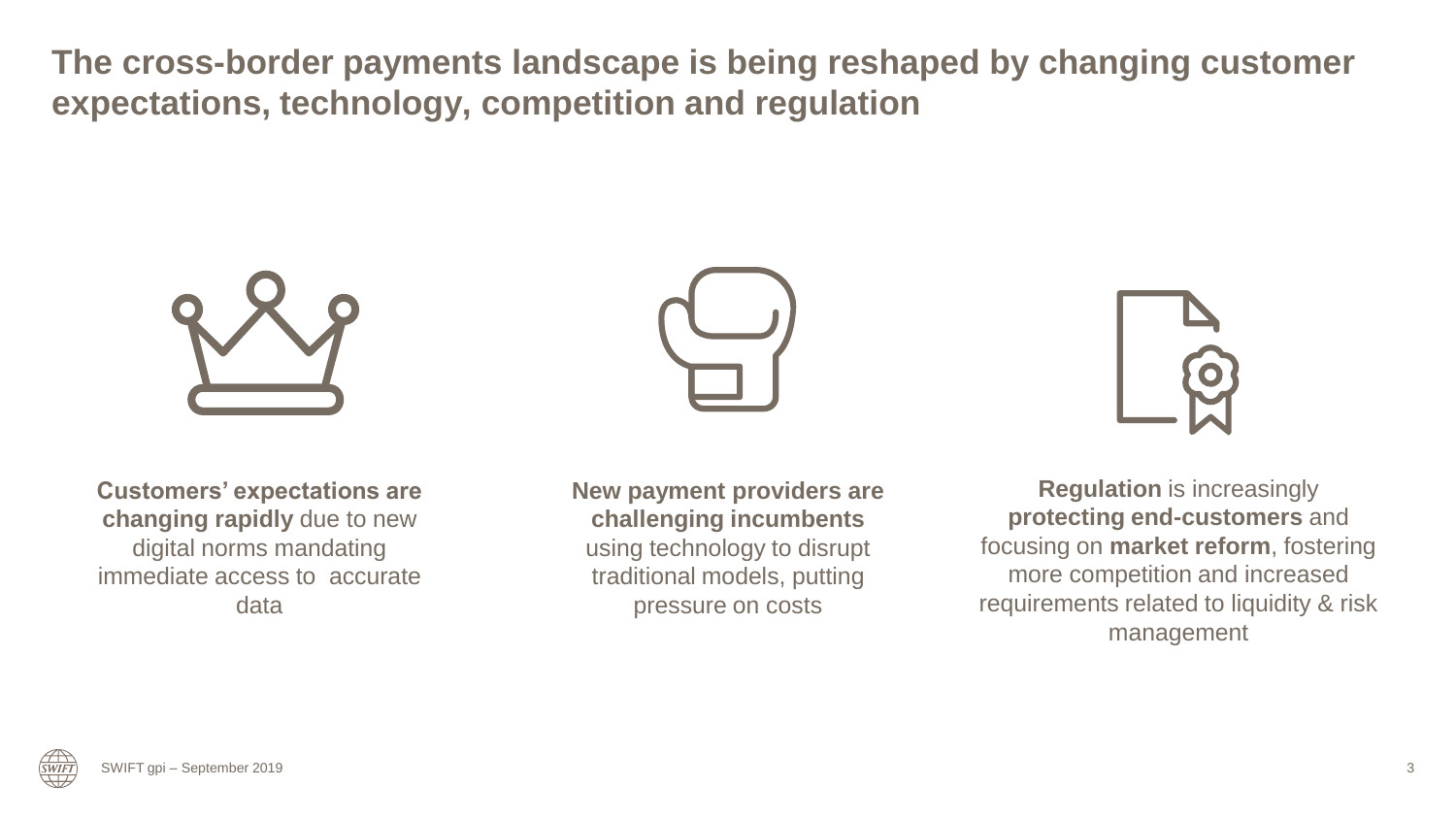# The cross-border payments landscape is being reshaped by changing customer expectations, technology, competition and regulation

**Customers' expectations are changing rapidly** due to new digital norms mandating immediate access to accurate data

**New payment providers are challenging incumbents** using technology to disrupt traditional models, putting pressure on costs

**Regulation** is increasingly **protecting end-customers** and focusing on **market reform**, fostering more competition and increased requirements related to liquidity & risk management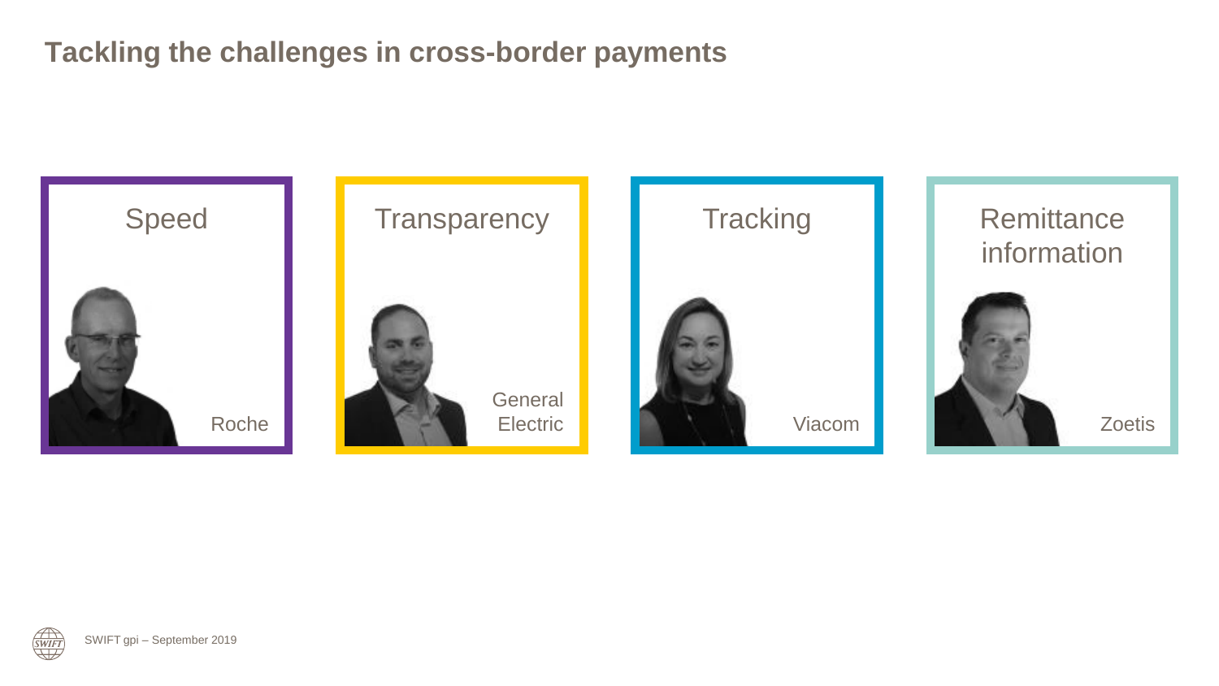# Tackling the challenges in cross-border payments

**Speed**

Roche

**Transparency**

General Electric

**Tracking**

Viacom

**Remittance information**

Zoetis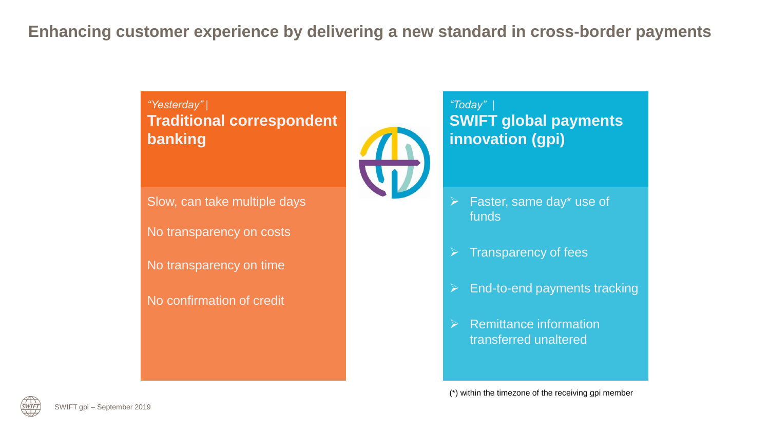# Enhancing customer experience by delivering a new standard in cross-border payments

*"Yesterday"* |
**Traditional correspondent banking**

Slow, can take multiple days

No transparency on costs

No transparency on time

No confirmation of credit

*"Today"* |
**SWIFT global payments innovation (gpi)**

- Faster, same day* use of funds
- Transparency of fees
- End-to-end payments tracking
- Remittance information transferred unaltered

(*) within the timezone of the receiving gpi member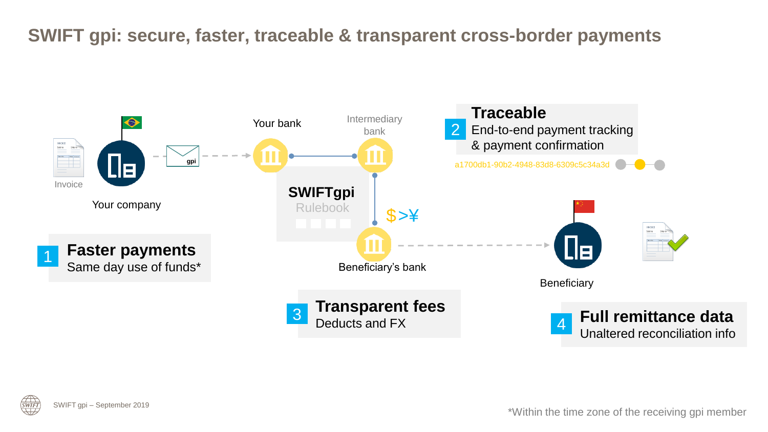# SWIFT gpi: secure, faster, traceable & transparent cross-border payments

Invoice

Your company

gpi

Your bank

Intermediary bank

SWIFTgpi Rulebook

$>¥

Beneficiary's bank

Beneficiary

**2 Traceable**
End-to-end payment tracking & payment confirmation

a1700db1-90b2-4948-83d8-6309c5c34a3d

**1 Faster payments**
Same day use of funds*

**3 Transparent fees**
Deducts and FX

**4 Full remittance data**
Unaltered reconciliation info

SWIFT gpi – September 2019

*Within the time zone of the receiving gpi member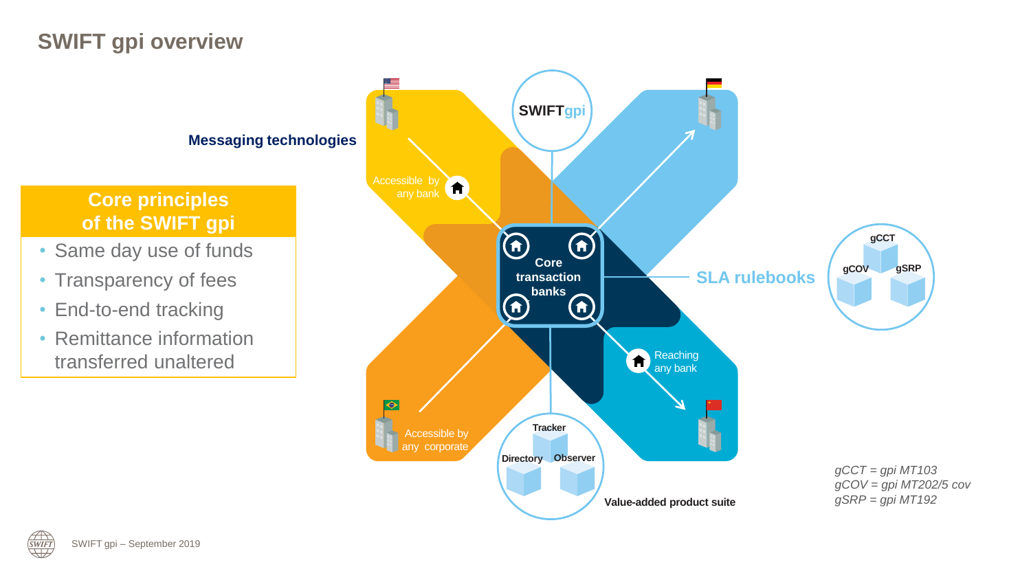# SWIFT gpi overview

**Messaging technologies**

## Core principles of the SWIFT gpi

- Same day use of funds
- Transparency of fees
- End-to-end tracking
- Remittance information transferred unaltered

SWIFTgpi

Accessible by any bank

Core transaction banks

Reaching any bank

Accessible by any corporate

**SLA rulebooks**

gCCT
gCOV
gSRP

Tracker
Directory
Observer

**Value-added product suite**

*gCCT = gpi MT103*
*gCOV = gpi MT202/5 cov*
*gSRP = gpi MT192*

SWIFT gpi – September 2019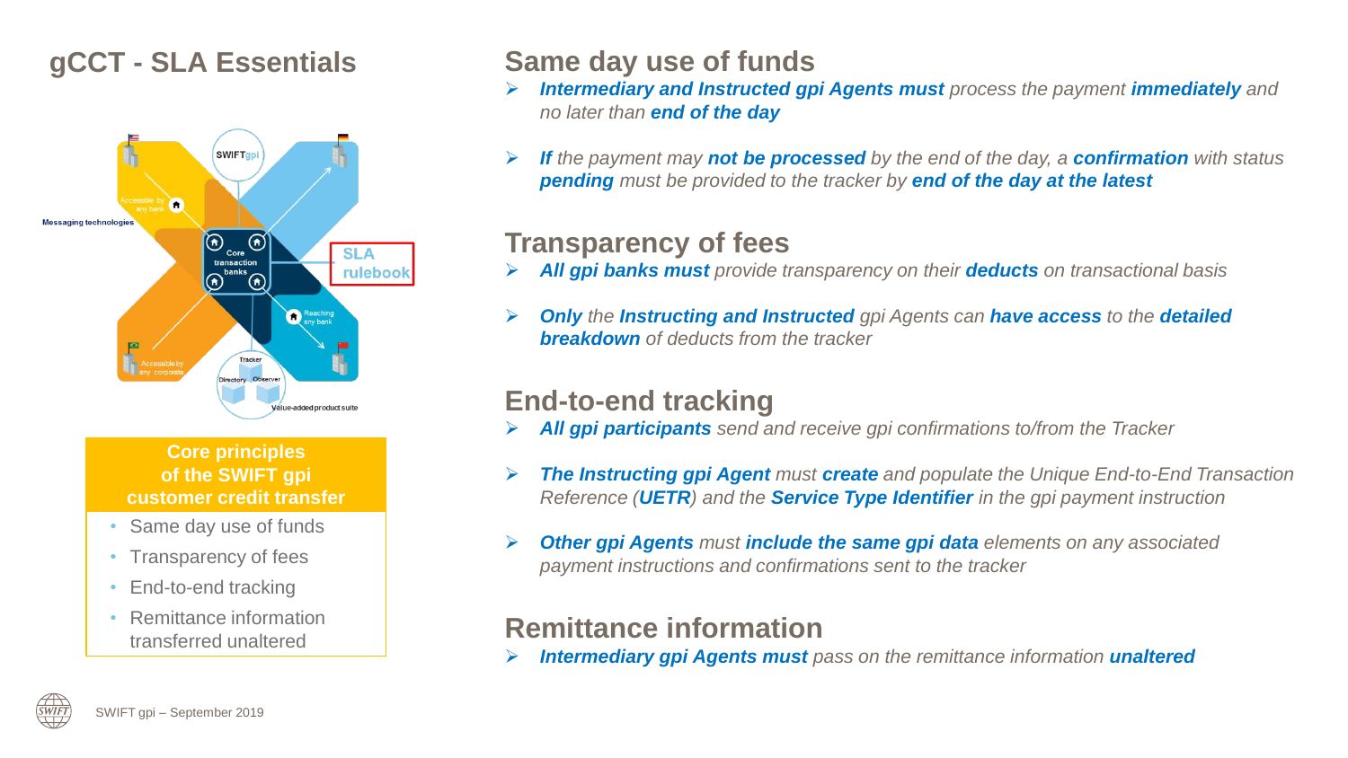# gCCT - SLA Essentials

**Core principles of the SWIFT gpi customer credit transfer**

- Same day use of funds
- Transparency of fees
- End-to-end tracking
- Remittance information transferred unaltered

## Same day use of funds

- ***Intermediary and Instructed gpi Agents must*** *process the payment* ***immediately*** *and no later than* ***end of the day***
- ***If*** *the payment may* ***not be processed*** *by the end of the day, a* ***confirmation*** *with status* ***pending*** *must be provided to the tracker by* ***end of the day at the latest***

## Transparency of fees

- ***All gpi banks must*** *provide transparency on their* ***deducts*** *on transactional basis*
- ***Only*** *the* ***Instructing and Instructed*** *gpi Agents can* ***have access*** *to the* ***detailed breakdown*** *of deducts from the tracker*

## End-to-end tracking

- ***All gpi participants*** *send and receive gpi confirmations to/from the Tracker*
- ***The Instructing gpi Agent*** *must* ***create*** *and populate the Unique End-to-End Transaction Reference (****UETR****) and the* ***Service Type Identifier*** *in the gpi payment instruction*
- ***Other gpi Agents*** *must* ***include the same gpi data*** *elements on any associated payment instructions and confirmations sent to the tracker*

## Remittance information

- ***Intermediary gpi Agents must*** *pass on the remittance information* ***unaltered***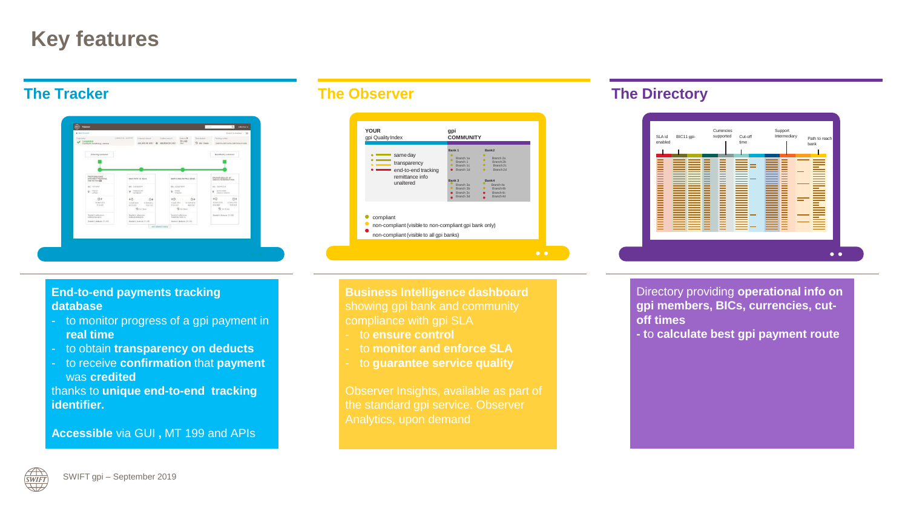# Key features

## The Tracker

**End-to-end payments tracking database**

- to monitor progress of a gpi payment in **real time**
- to obtain **transparency on deducts**
- to receive **confirmation** that **payment** was **credited**

thanks to **unique end-to-end tracking identifier.**

**Accessible** via GUI **,** MT 199 and APIs

## The Observer

**Business Intelligence dashboard** showing gpi bank and community compliance with gpi SLA

- to **ensure control**
- to **monitor and enforce SLA**
- to **guarantee service quality**

Observer Insights, available as part of the standard gpi service. Observer Analytics, upon demand

## The Directory

Directory providing **operational info on gpi members, BICs, currencies, cut-off times**

**- t**o **calculate best gpi payment route**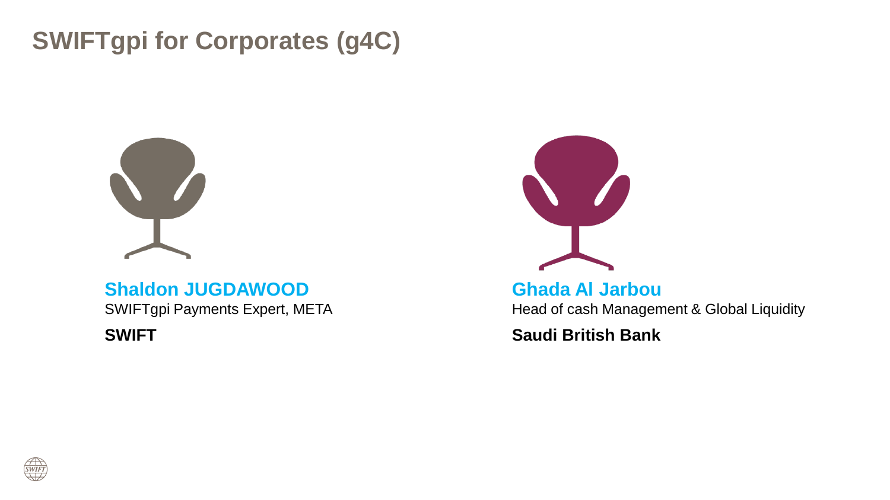# SWIFTgpi for Corporates (g4C)

**Shaldon JUGDAWOOD**
SWIFTgpi Payments Expert, META

**SWIFT**

**Ghada Al Jarbou**
Head of cash Management & Global Liquidity

**Saudi British Bank**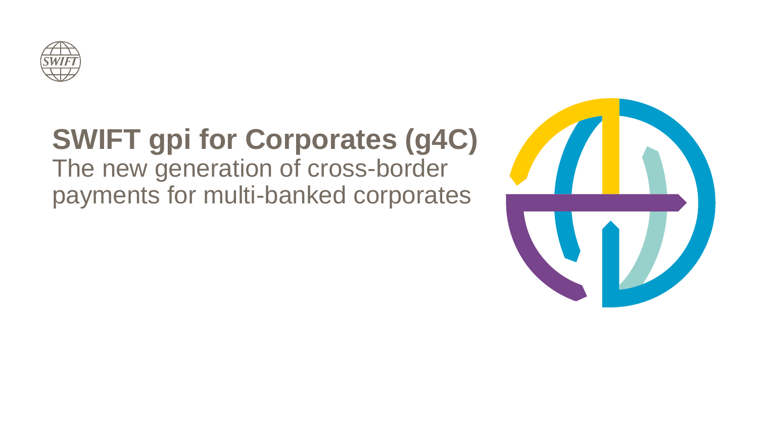# SWIFT gpi for Corporates (g4C)

The new generation of cross-border payments for multi-banked corporates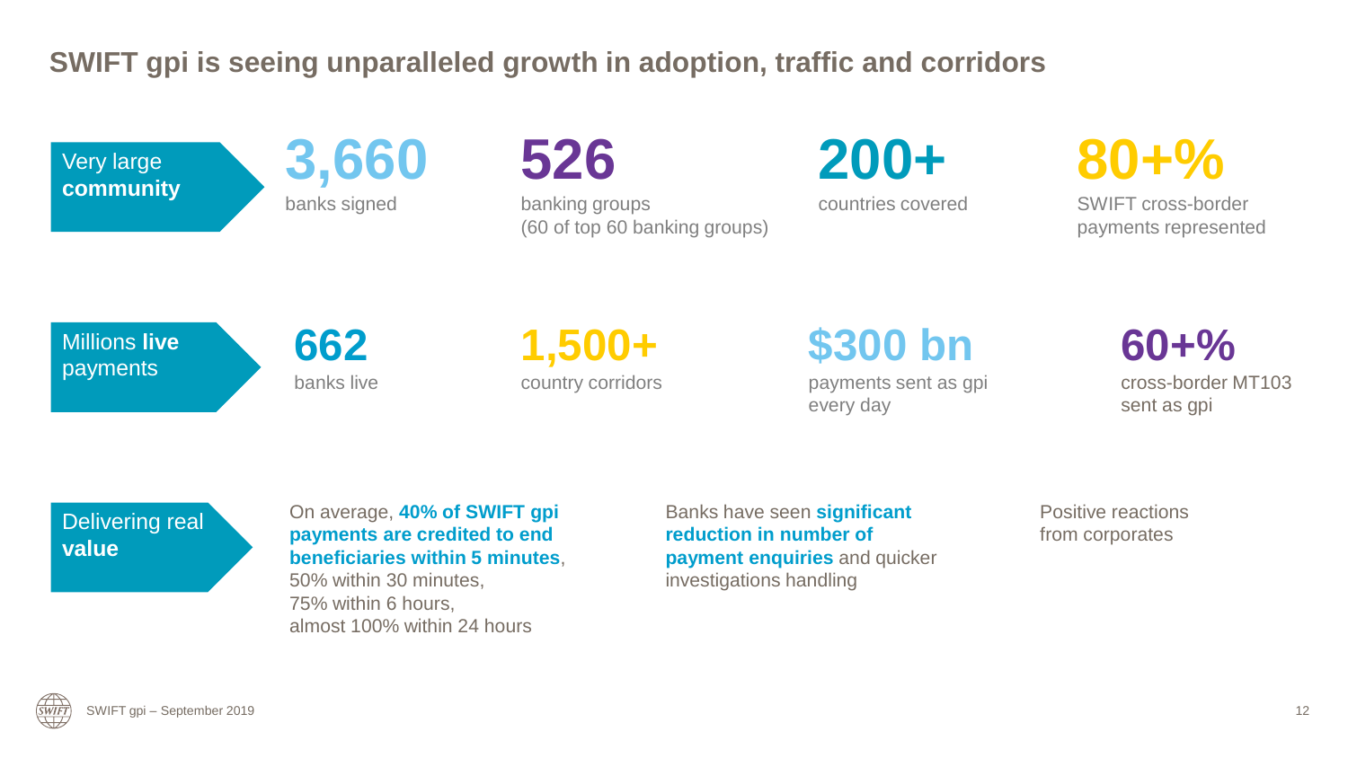# SWIFT gpi is seeing unparalleled growth in adoption, traffic and corridors

## Very large **community**

- **3,660** banks signed
- **526** banking groups (60 of top 60 banking groups)
- **200+** countries covered
- **80+%** SWIFT cross-border payments represented

## Millions **live** payments

- **662** banks live
- **1,500+** country corridors
- **$300 bn** payments sent as gpi every day
- **60+%** cross-border MT103 sent as gpi

## Delivering real **value**

On average, **40% of SWIFT gpi payments are credited to end beneficiaries within 5 minutes**, 50% within 30 minutes, 75% within 6 hours, almost 100% within 24 hours

Banks have seen **significant reduction in number of payment enquiries** and quicker investigations handling

Positive reactions from corporates

SWIFT gpi – September 2019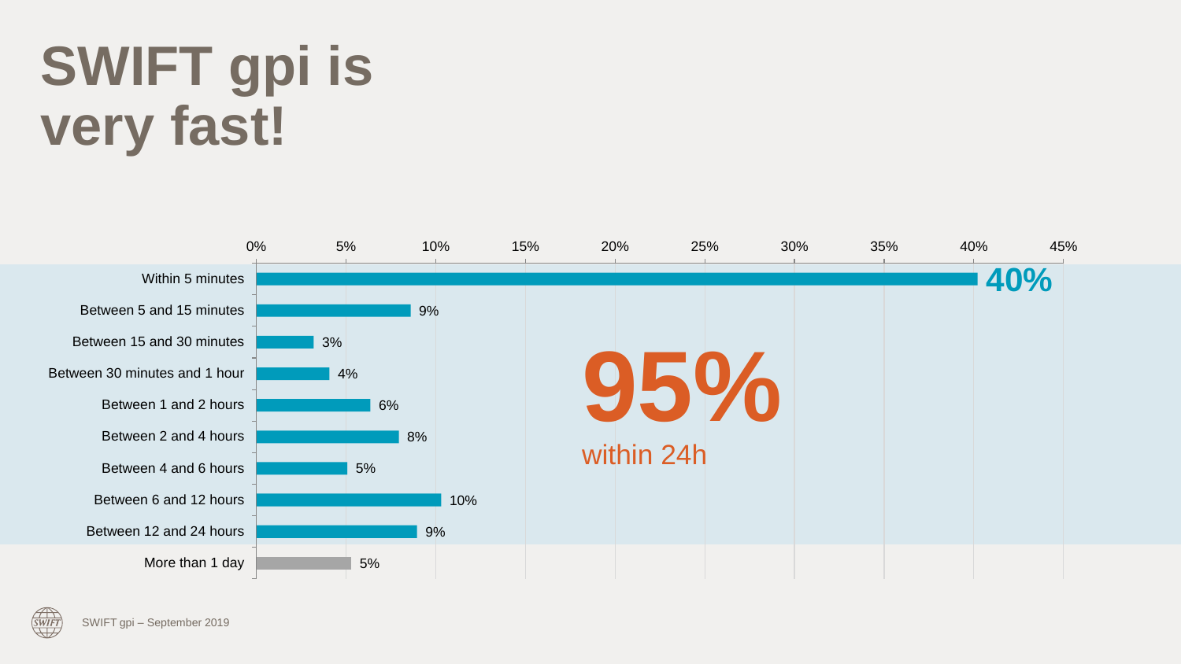# SWIFT gpi is very fast!

| Time | Share |
| --- | --- |
| Within 5 minutes | 40% |
| Between 5 and 15 minutes | 9% |
| Between 15 and 30 minutes | 3% |
| Between 30 minutes and 1 hour | 4% |
| Between 1 and 2 hours | 6% |
| Between 2 and 4 hours | 8% |
| Between 4 and 6 hours | 5% |
| Between 6 and 12 hours | 10% |
| Between 12 and 24 hours | 9% |
| More than 1 day | 5% |

**95%** within 24h

SWIFT gpi – September 2019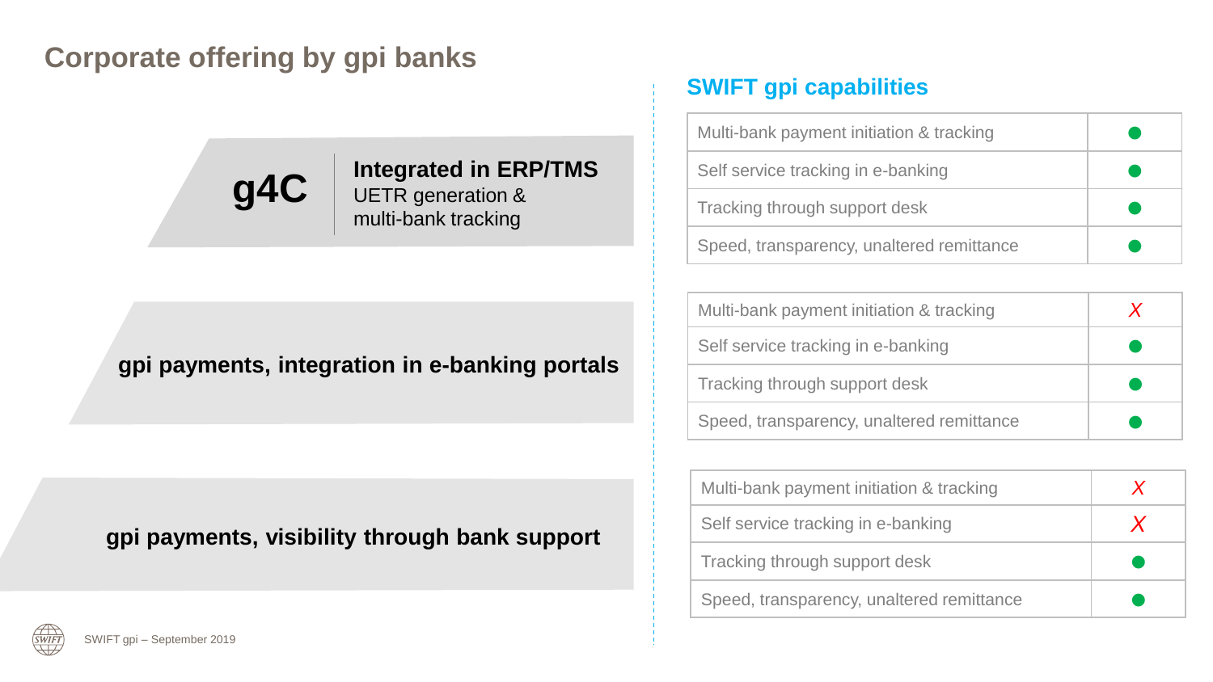# Corporate offering by gpi banks

## SWIFT gpi capabilities

**g4C** — **Integrated in ERP/TMS**
UETR generation & multi-bank tracking

| Capability | |
|---|---|
| Multi-bank payment initiation & tracking | ● |
| Self service tracking in e-banking | ● |
| Tracking through support desk | ● |
| Speed, transparency, unaltered remittance | ● |

**gpi payments, integration in e-banking portals**

| Capability | |
|---|---|
| Multi-bank payment initiation & tracking | X |
| Self service tracking in e-banking | ● |
| Tracking through support desk | ● |
| Speed, transparency, unaltered remittance | ● |

**gpi payments, visibility through bank support**

| Capability | |
|---|---|
| Multi-bank payment initiation & tracking | X |
| Self service tracking in e-banking | X |
| Tracking through support desk | ● |
| Speed, transparency, unaltered remittance | ● |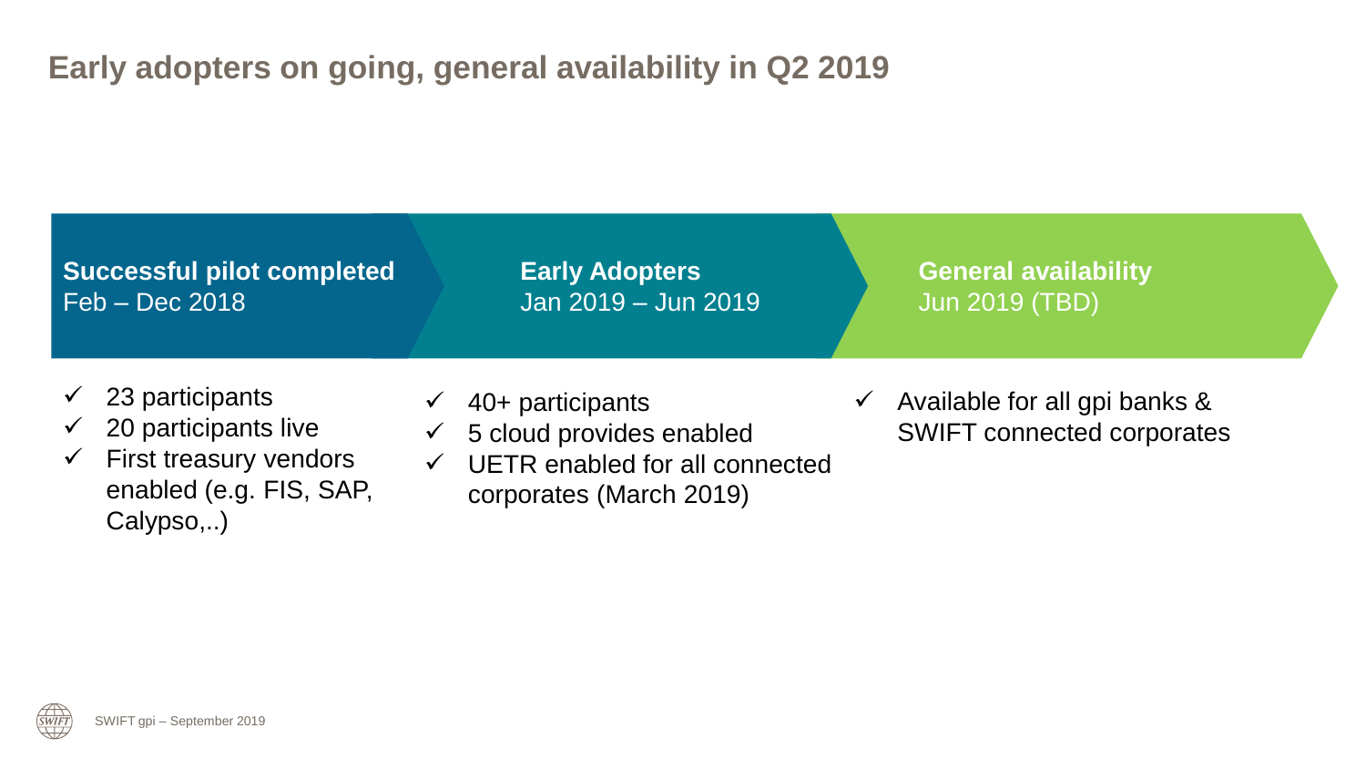# Early adopters on going, general availability in Q2 2019

**Successful pilot completed**
Feb – Dec 2018

- ✓ 23 participants
- ✓ 20 participants live
- ✓ First treasury vendors enabled (e.g. FIS, SAP, Calypso,..)

**Early Adopters**
Jan 2019 – Jun 2019

- ✓ 40+ participants
- ✓ 5 cloud provides enabled
- ✓ UETR enabled for all connected corporates (March 2019)

**General availability**
Jun 2019 (TBD)

- ✓ Available for all gpi banks & SWIFT connected corporates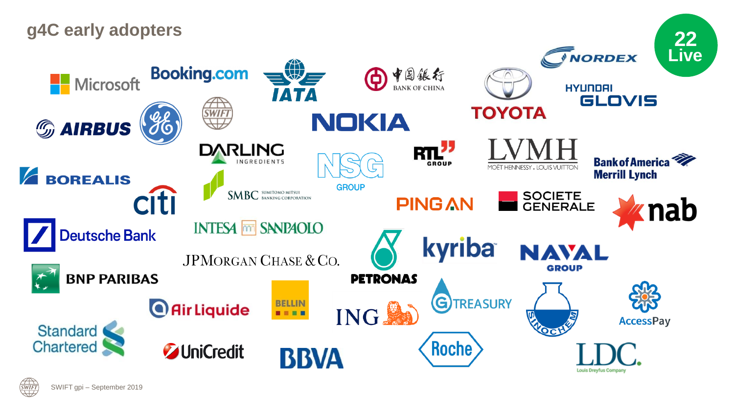# g4C early adopters

**22 Live**

Microsoft, Booking.com, IATA, Bank of China (中国银行), Toyota, Nordex, Hyundai Glovis, Airbus, GE, SWIFT, Nokia, Darling Ingredients, NSG Group, RTL Group, LVMH Moët Hennessy . Louis Vuitton, Bank of America Merrill Lynch, Borealis, SMBC Sumitomo Mitsui Banking Corporation, Citi, Ping An, Societe Generale, nab, Deutsche Bank, Intesa Sanpaolo, JPMorgan Chase & Co., Petronas, kyriba, Naval Group, BNP Paribas, Air Liquide, Bellin, ING, G Treasury, Sinochem, AccessPay, Standard Chartered, UniCredit, BBVA, Roche, LDC Louis Dreyfus Company

SWIFT gpi – September 2019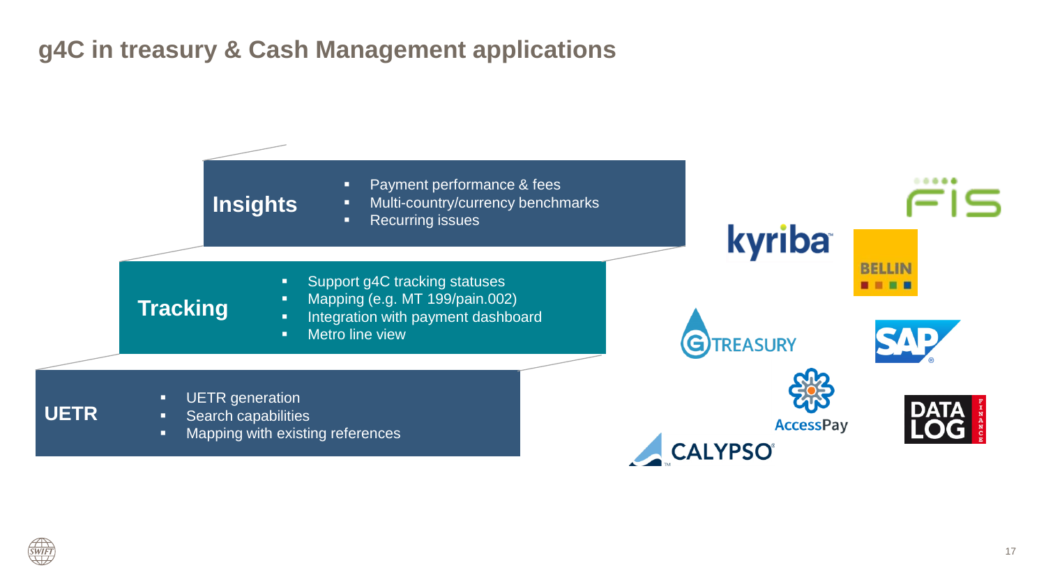# g4C in treasury & Cash Management applications

## Insights

- Payment performance & fees
- Multi-country/currency benchmarks
- Recurring issues

## Tracking

- Support g4C tracking statuses
- Mapping (e.g. MT 199/pain.002)
- Integration with payment dashboard
- Metro line view

## UETR

- UETR generation
- Search capabilities
- Mapping with existing references

FIS, kyriba, BELLIN, GTREASURY, SAP, AccessPay, DATA LOG FINANCE, CALYPSO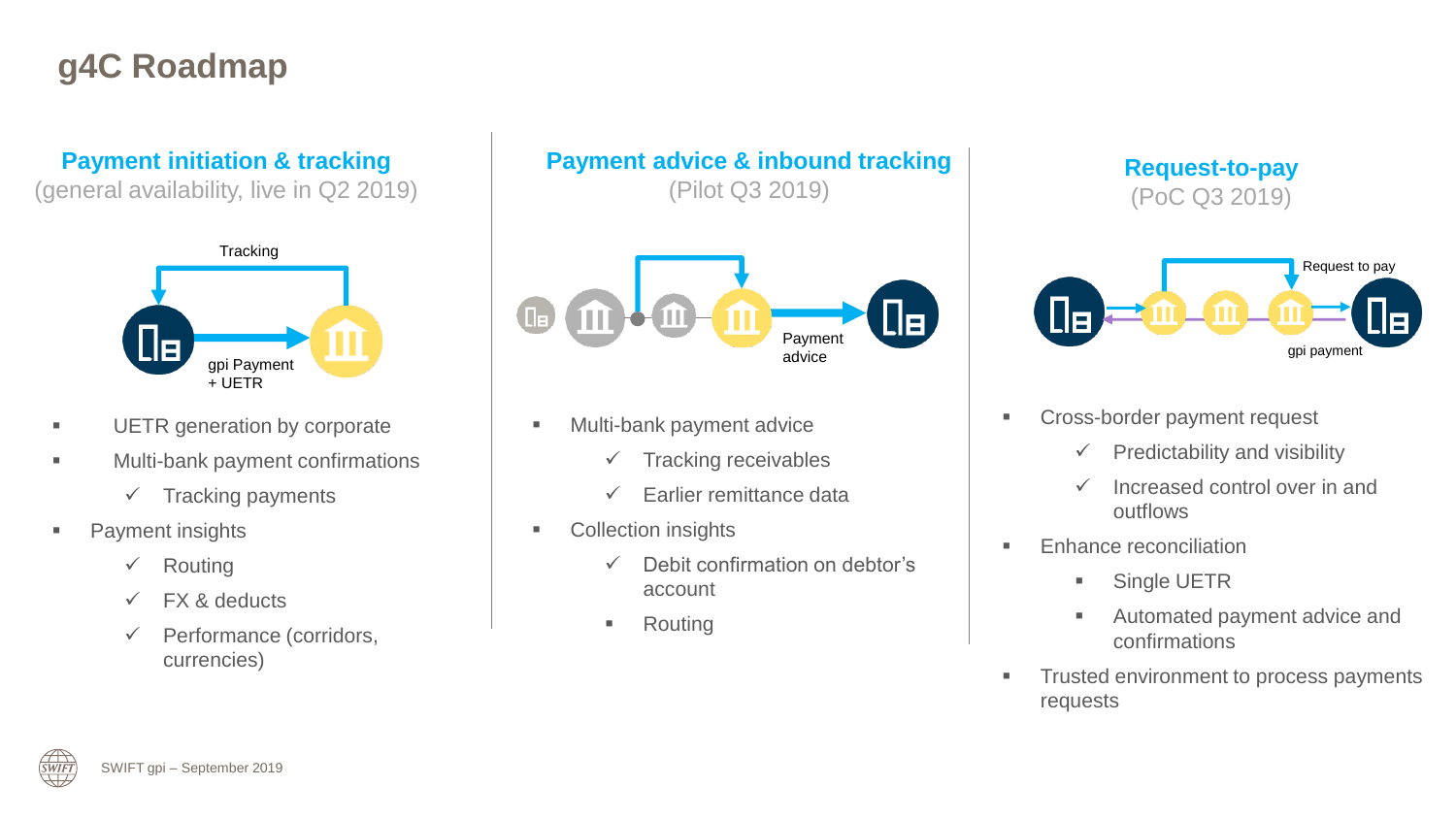# g4C Roadmap

## Payment initiation & tracking

(general availability, live in Q2 2019)

Tracking

gpi Payment + UETR

- UETR generation by corporate
- Multi-bank payment confirmations
  - ✓ Tracking payments
- Payment insights
  - ✓ Routing
  - ✓ FX & deducts
  - ✓ Performance (corridors, currencies)

## Payment advice & inbound tracking

(Pilot Q3 2019)

Payment advice

- Multi-bank payment advice
  - ✓ Tracking receivables
  - ✓ Earlier remittance data
- Collection insights
  - ✓ Debit confirmation on debtor's account
  - Routing

## Request-to-pay

(PoC Q3 2019)

Request to pay

gpi payment

- Cross-border payment request
  - ✓ Predictability and visibility
  - ✓ Increased control over in and outflows
- Enhance reconciliation
  - Single UETR
  - Automated payment advice and confirmations
- Trusted environment to process payments requests

SWIFT gpi – September 2019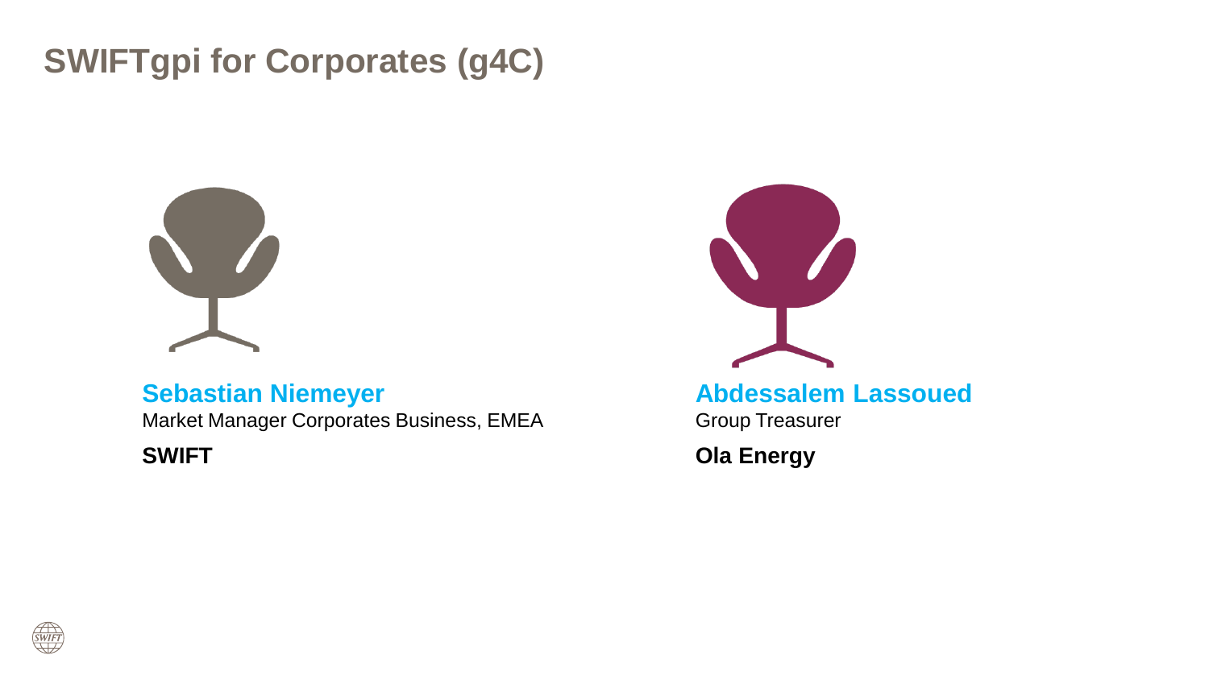# SWIFTgpi for Corporates (g4C)

**Sebastian Niemeyer**
Market Manager Corporates Business, EMEA

**SWIFT**

**Abdessalem Lassoued**
Group Treasurer

**Ola Energy**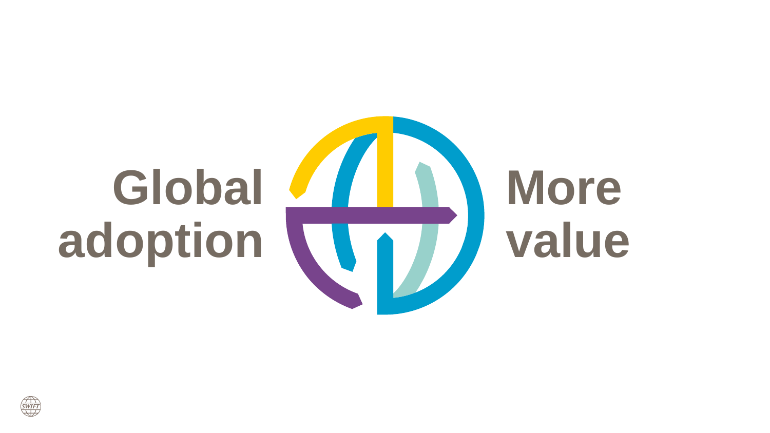Global adoption

More value